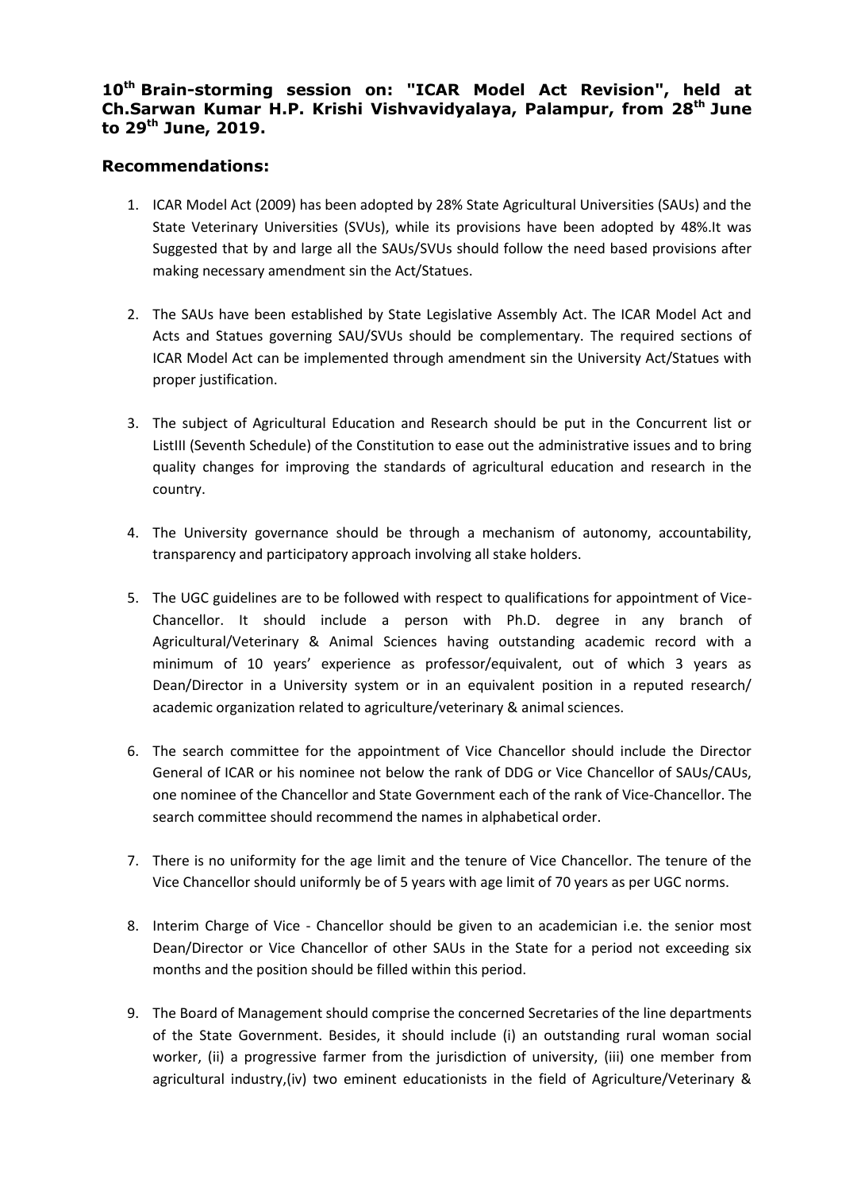**10th Brain-storming session on: "ICAR Model Act Revision", held at Ch.Sarwan Kumar H.P. Krishi Vishvavidyalaya, Palampur, from 28th June to 29th June, 2019.**

## Recommendations:

1. ICAR Model Act (2009) has been adopted by 28% State Agricultural Universities (SAUs) and the State Veterinary Universities (SVUs), while its provisions have been adopted by 48%.It was Suggested that by and large all the SAUs/SVUs should follow the need based provisions after making necessary amendment sin the Act/Statues.

2. The SAUs have been established by State Legislative Assembly Act. The ICAR Model Act and Acts and Statues governing SAU/SVUs should be complementary. The required sections of ICAR Model Act can be implemented through amendment sin the University Act/Statues with proper justification.

3. The subject of Agricultural Education and Research should be put in the Concurrent list or ListIII (Seventh Schedule) of the Constitution to ease out the administrative issues and to bring quality changes for improving the standards of agricultural education and research in the country.

4. The University governance should be through a mechanism of autonomy, accountability, transparency and participatory approach involving all stake holders.

5. The UGC guidelines are to be followed with respect to qualifications for appointment of Vice-Chancellor. It should include a person with Ph.D. degree in any branch of Agricultural/Veterinary & Animal Sciences having outstanding academic record with a minimum of 10 years' experience as professor/equivalent, out of which 3 years as Dean/Director in a University system or in an equivalent position in a reputed research/ academic organization related to agriculture/veterinary & animal sciences.

6. The search committee for the appointment of Vice Chancellor should include the Director General of ICAR or his nominee not below the rank of DDG or Vice Chancellor of SAUs/CAUs, one nominee of the Chancellor and State Government each of the rank of Vice-Chancellor. The search committee should recommend the names in alphabetical order.

7. There is no uniformity for the age limit and the tenure of Vice Chancellor. The tenure of the Vice Chancellor should uniformly be of 5 years with age limit of 70 years as per UGC norms.

8. Interim Charge of Vice - Chancellor should be given to an academician i.e. the senior most Dean/Director or Vice Chancellor of other SAUs in the State for a period not exceeding six months and the position should be filled within this period.

9. The Board of Management should comprise the concerned Secretaries of the line departments of the State Government. Besides, it should include (i) an outstanding rural woman social worker, (ii) a progressive farmer from the jurisdiction of university, (iii) one member from agricultural industry,(iv) two eminent educationists in the field of Agriculture/Veterinary &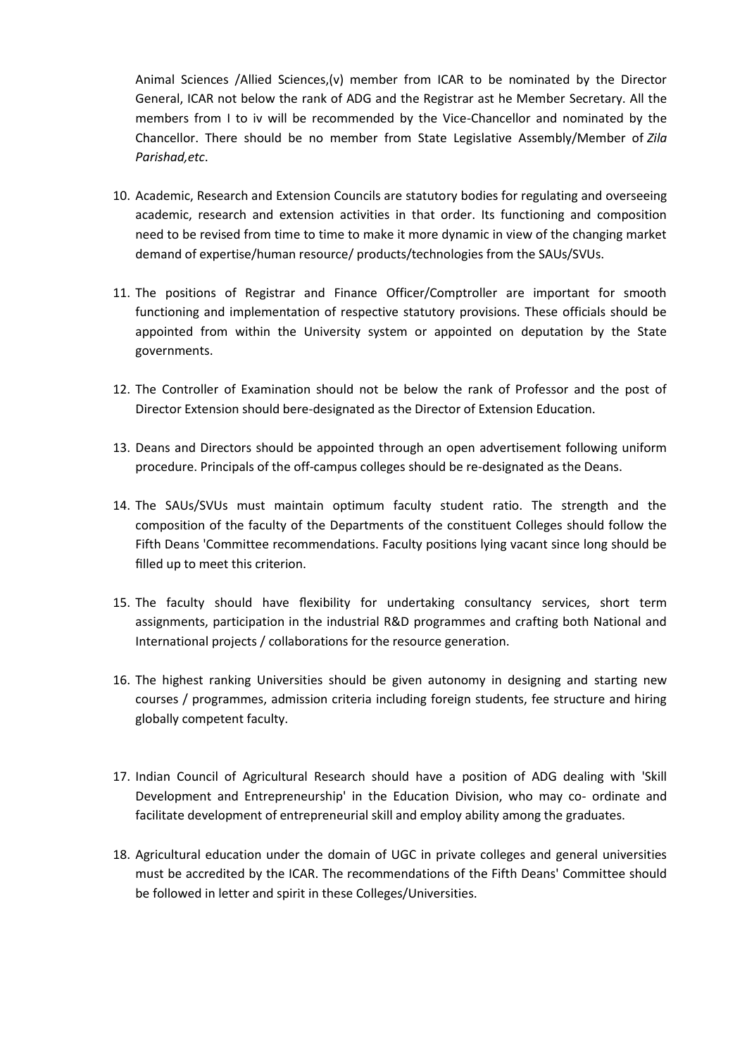Animal Sciences /Allied Sciences,(v) member from ICAR to be nominated by the Director General, ICAR not below the rank of ADG and the Registrar ast he Member Secretary. All the members from I to iv will be recommended by the Vice-Chancellor and nominated by the Chancellor. There should be no member from State Legislative Assembly/Member of *Zila Parishad,etc*.

10. Academic, Research and Extension Councils are statutory bodies for regulating and overseeing academic, research and extension activities in that order. Its functioning and composition need to be revised from time to time to make it more dynamic in view of the changing market demand of expertise/human resource/ products/technologies from the SAUs/SVUs.

11. The positions of Registrar and Finance Officer/Comptroller are important for smooth functioning and implementation of respective statutory provisions. These officials should be appointed from within the University system or appointed on deputation by the State governments.

12. The Controller of Examination should not be below the rank of Professor and the post of Director Extension should bere-designated as the Director of Extension Education.

13. Deans and Directors should be appointed through an open advertisement following uniform procedure. Principals of the off-campus colleges should be re-designated as the Deans.

14. The SAUs/SVUs must maintain optimum faculty student ratio. The strength and the composition of the faculty of the Departments of the constituent Colleges should follow the Fifth Deans 'Committee recommendations. Faculty positions lying vacant since long should be filled up to meet this criterion.

15. The faculty should have flexibility for undertaking consultancy services, short term assignments, participation in the industrial R&D programmes and crafting both National and International projects / collaborations for the resource generation.

16. The highest ranking Universities should be given autonomy in designing and starting new courses / programmes, admission criteria including foreign students, fee structure and hiring globally competent faculty.

17. Indian Council of Agricultural Research should have a position of ADG dealing with 'Skill Development and Entrepreneurship' in the Education Division, who may co- ordinate and facilitate development of entrepreneurial skill and employ ability among the graduates.

18. Agricultural education under the domain of UGC in private colleges and general universities must be accredited by the ICAR. The recommendations of the Fifth Deans' Committee should be followed in letter and spirit in these Colleges/Universities.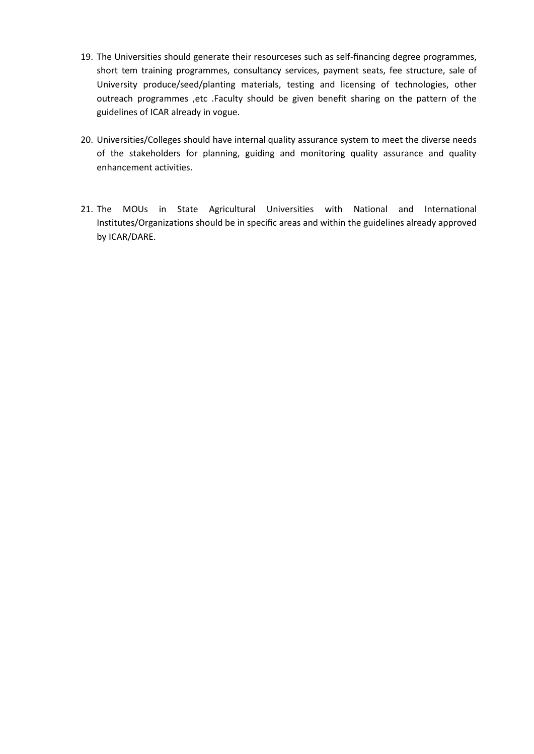19. The Universities should generate their resourceses such as self-financing degree programmes, short tem training programmes, consultancy services, payment seats, fee structure, sale of University produce/seed/planting materials, testing and licensing of technologies, other outreach programmes ,etc .Faculty should be given benefit sharing on the pattern of the guidelines of ICAR already in vogue.

20. Universities/Colleges should have internal quality assurance system to meet the diverse needs of the stakeholders for planning, guiding and monitoring quality assurance and quality enhancement activities.

21. The MOUs in State Agricultural Universities with National and International Institutes/Organizations should be in specific areas and within the guidelines already approved by ICAR/DARE.